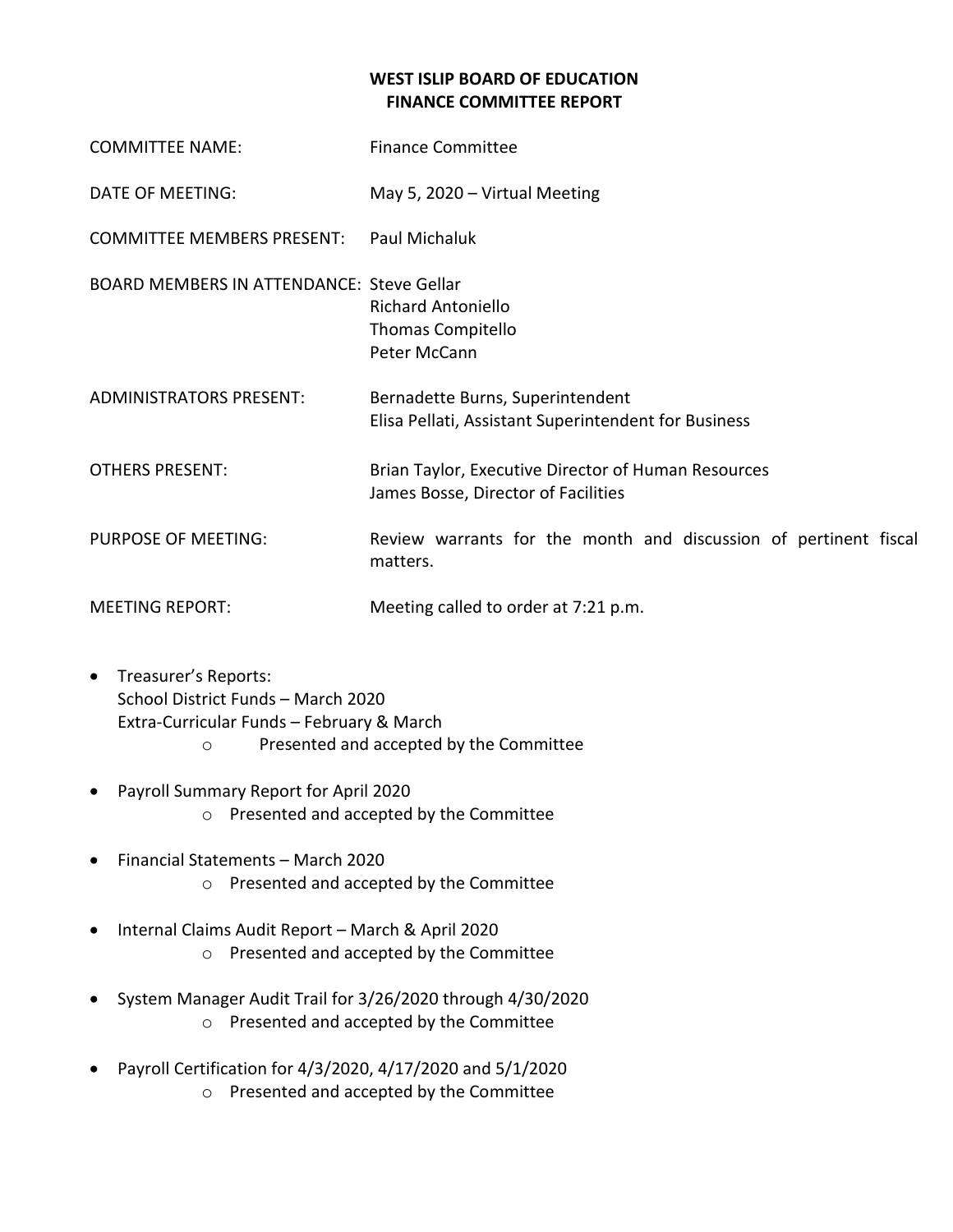**WEST ISLIP BOARD OF EDUCATION**
**FINANCE COMMITTEE REPORT**

COMMITTEE NAME: Finance Committee

DATE OF MEETING: May 5, 2020 – Virtual Meeting

COMMITTEE MEMBERS PRESENT: Paul Michaluk

BOARD MEMBERS IN ATTENDANCE: Steve Gellar
Richard Antoniello
Thomas Compitello
Peter McCann

ADMINISTRATORS PRESENT: Bernadette Burns, Superintendent
Elisa Pellati, Assistant Superintendent for Business

OTHERS PRESENT: Brian Taylor, Executive Director of Human Resources
James Bosse, Director of Facilities

PURPOSE OF MEETING: Review warrants for the month and discussion of pertinent fiscal matters.

MEETING REPORT: Meeting called to order at 7:21 p.m.

- Treasurer's Reports:
  School District Funds – March 2020
  Extra-Curricular Funds – February & March
  - Presented and accepted by the Committee
- Payroll Summary Report for April 2020
  - Presented and accepted by the Committee
- Financial Statements – March 2020
  - Presented and accepted by the Committee
- Internal Claims Audit Report – March & April 2020
  - Presented and accepted by the Committee
- System Manager Audit Trail for 3/26/2020 through 4/30/2020
  - Presented and accepted by the Committee
- Payroll Certification for 4/3/2020, 4/17/2020 and 5/1/2020
  - Presented and accepted by the Committee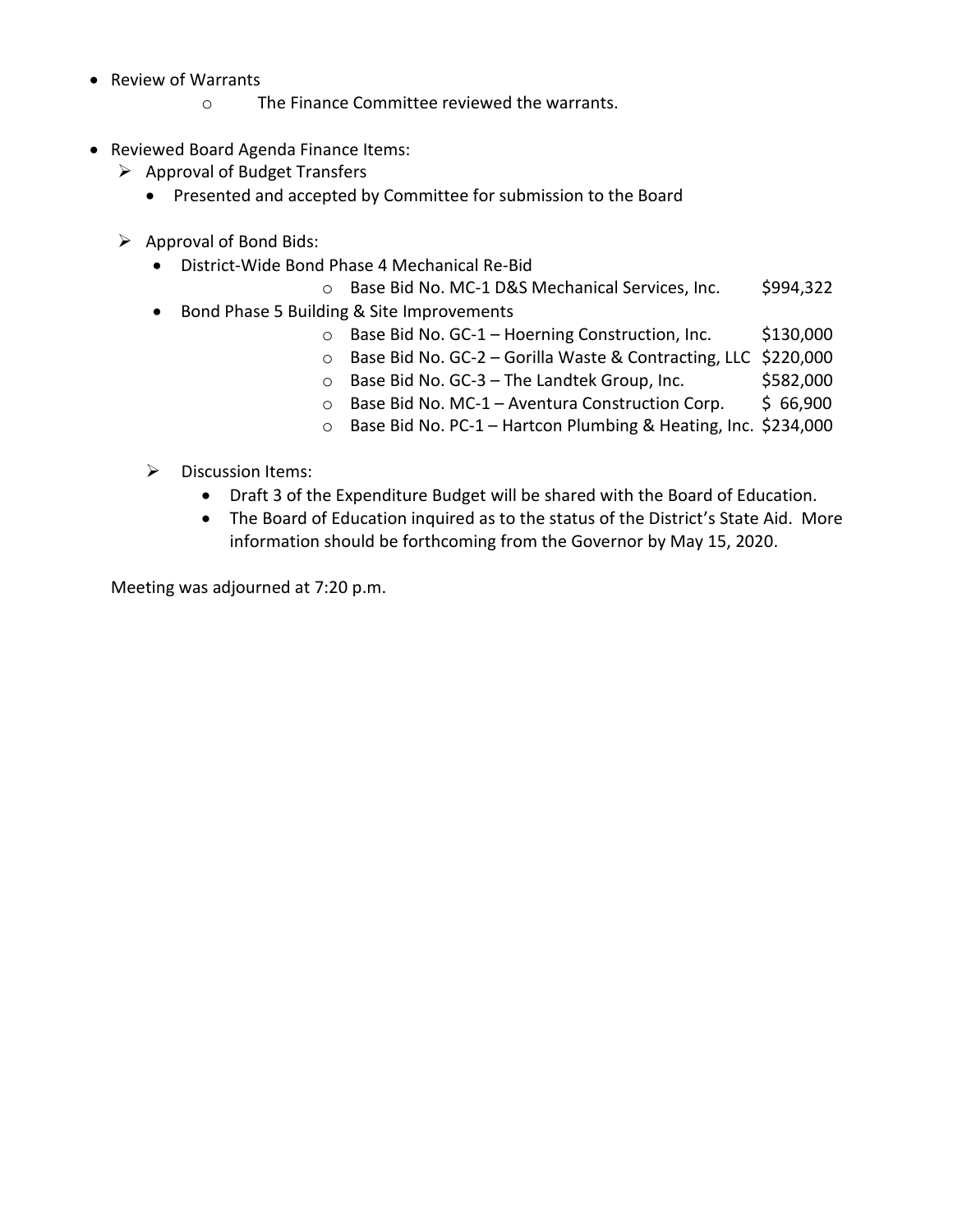- Review of Warrants
  - The Finance Committee reviewed the warrants.

- Reviewed Board Agenda Finance Items:
  - Approval of Budget Transfers
    - Presented and accepted by Committee for submission to the Board

  - Approval of Bond Bids:
    - District-Wide Bond Phase 4 Mechanical Re-Bid
      - Base Bid No. MC-1 D&S Mechanical Services, Inc. $994,322
    - Bond Phase 5 Building & Site Improvements
      - Base Bid No. GC-1 – Hoerning Construction, Inc. $130,000
      - Base Bid No. GC-2 – Gorilla Waste & Contracting, LLC $220,000
      - Base Bid No. GC-3 – The Landtek Group, Inc. $582,000
      - Base Bid No. MC-1 – Aventura Construction Corp. $ 66,900
      - Base Bid No. PC-1 – Hartcon Plumbing & Heating, Inc. $234,000

  - Discussion Items:
    - Draft 3 of the Expenditure Budget will be shared with the Board of Education.
    - The Board of Education inquired as to the status of the District's State Aid. More information should be forthcoming from the Governor by May 15, 2020.

Meeting was adjourned at 7:20 p.m.